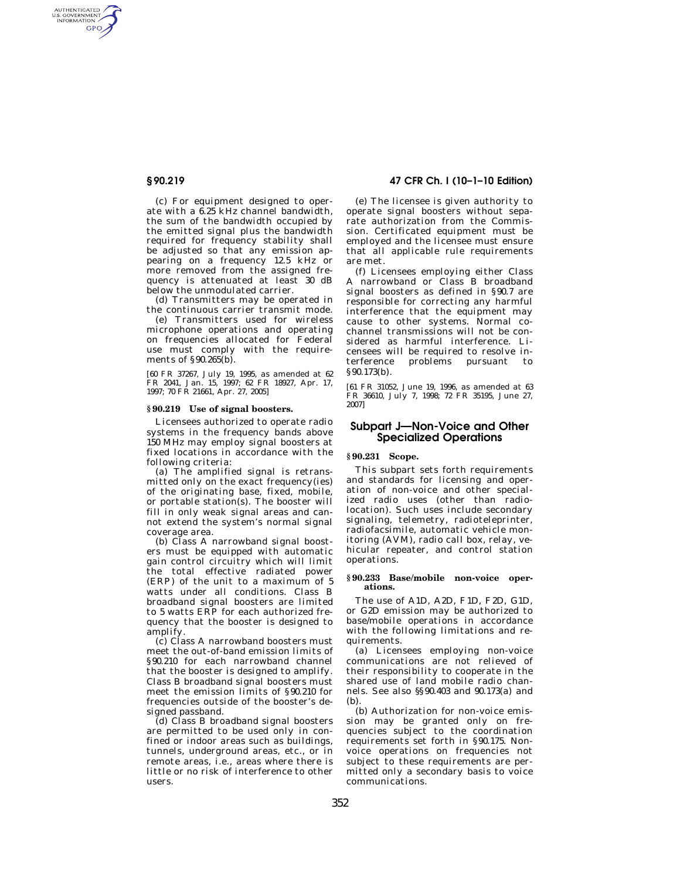(c) For equipment designed to operate with a 6.25 kHz channel bandwidth, the sum of the bandwidth occupied by the emitted signal plus the bandwidth required for frequency stability shall be adjusted so that any emission appearing on a frequency 12.5 kHz or more removed from the assigned frequency is attenuated at least 30 dB below the unmodulated carrier.

(d) Transmitters may be operated in the continuous carrier transmit mode.

(e) Transmitters used for wireless microphone operations and operating on frequencies allocated for Federal use must comply with the requirements of §90.265(b).

[60 FR 37267, July 19, 1995, as amended at 62 FR 2041, Jan. 15, 1997; 62 FR 18927, Apr. 17, 1997; 70 FR 21661, Apr. 27, 2005]

### §90.219 Use of signal boosters.

Licensees authorized to operate radio systems in the frequency bands above 150 MHz may employ signal boosters at fixed locations in accordance with the following criteria:

(a) The amplified signal is retransmitted only on the exact frequency(ies) of the originating base, fixed, mobile, or portable station(s). The booster will fill in only weak signal areas and cannot extend the system's normal signal coverage area.

(b) Class A narrowband signal boosters must be equipped with automatic gain control circuitry which will limit the total effective radiated power (ERP) of the unit to a maximum of 5 watts under all conditions. Class B broadband signal boosters are limited to 5 watts ERP for each authorized frequency that the booster is designed to amplify.

(c) Class A narrowband boosters must meet the out-of-band emission limits of §90.210 for each narrowband channel that the booster is designed to amplify. Class B broadband signal boosters must meet the emission limits of §90.210 for frequencies outside of the booster's designed passband.

(d) Class B broadband signal boosters are permitted to be used only in confined or indoor areas such as buildings, tunnels, underground areas, etc., or in remote areas, i.e., areas where there is little or no risk of interference to other users.

(e) The licensee is given authority to operate signal boosters without separate authorization from the Commission. Certificated equipment must be employed and the licensee must ensure that all applicable rule requirements are met.

(f) Licensees employing either Class A narrowband or Class B broadband signal boosters as defined in §90.7 are responsible for correcting any harmful interference that the equipment may cause to other systems. Normal co-channel transmissions will not be considered as harmful interference. Licensees will be required to resolve interference problems pursuant to §90.173(b).

[61 FR 31052, June 19, 1996, as amended at 63 FR 36610, July 7, 1998; 72 FR 35195, June 27, 2007]

## Subpart J—Non-Voice and Other Specialized Operations

### §90.231 Scope.

This subpart sets forth requirements and standards for licensing and operation of non-voice and other specialized radio uses (other than radiolocation). Such uses include secondary signaling, telemetry, radioteleprinter, radiofacsimile, automatic vehicle monitoring (AVM), radio call box, relay, vehicular repeater, and control station operations.

### §90.233 Base/mobile non-voice operations.

The use of A1D, A2D, F1D, F2D, G1D, or G2D emission may be authorized to base/mobile operations in accordance with the following limitations and requirements.

(a) Licensees employing non-voice communications are not relieved of their responsibility to cooperate in the shared use of land mobile radio channels. See also §§90.403 and 90.173(a) and (b).

(b) Authorization for non-voice emission may be granted only on frequencies subject to the coordination requirements set forth in §90.175. Non-voice operations on frequencies not subject to these requirements are permitted only a secondary basis to voice communications.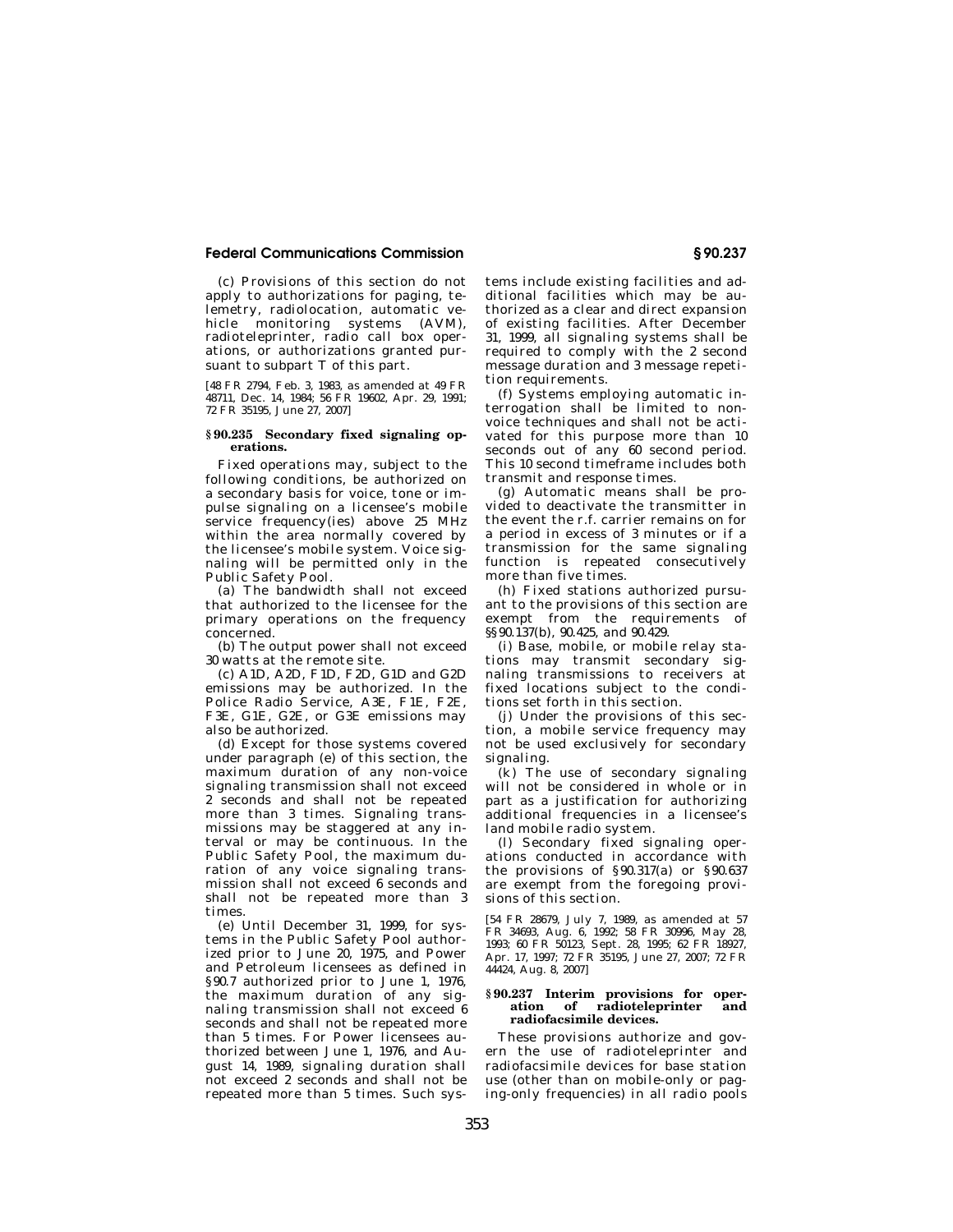(c) Provisions of this section do not apply to authorizations for paging, telemetry, radiolocation, automatic vehicle monitoring systems (AVM), radioteleprinter, radio call box operations, or authorizations granted pursuant to subpart T of this part.

[48 FR 2794, Feb. 3, 1983, as amended at 49 FR 48711, Dec. 14, 1984; 56 FR 19602, Apr. 29, 1991; 72 FR 35195, June 27, 2007]

## § 90.235 Secondary fixed signaling operations.

Fixed operations may, subject to the following conditions, be authorized on a secondary basis for voice, tone or impulse signaling on a licensee's mobile service frequency(ies) above 25 MHz within the area normally covered by the licensee's mobile system. Voice signaling will be permitted only in the Public Safety Pool.

(a) The bandwidth shall not exceed that authorized to the licensee for the primary operations on the frequency concerned.

(b) The output power shall not exceed 30 watts at the remote site.

(c) A1D, A2D, F1D, F2D, G1D and G2D emissions may be authorized. In the Police Radio Service, A3E, F1E, F2E, F3E, G1E, G2E, or G3E emissions may also be authorized.

(d) Except for those systems covered under paragraph (e) of this section, the maximum duration of any non-voice signaling transmission shall not exceed 2 seconds and shall not be repeated more than 3 times. Signaling transmissions may be staggered at any interval or may be continuous. In the Public Safety Pool, the maximum duration of any voice signaling transmission shall not exceed 6 seconds and shall not be repeated more than 3 times.

(e) Until December 31, 1999, for systems in the Public Safety Pool authorized prior to June 20, 1975, and Power and Petroleum licensees as defined in §90.7 authorized prior to June 1, 1976, the maximum duration of any signaling transmission shall not exceed 6 seconds and shall not be repeated more than 5 times. For Power licensees authorized between June 1, 1976, and August 14, 1989, signaling duration shall not exceed 2 seconds and shall not be repeated more than 5 times. Such systems include existing facilities and additional facilities which may be authorized as a clear and direct expansion of existing facilities. After December 31, 1999, all signaling systems shall be required to comply with the 2 second message duration and 3 message repetition requirements.

(f) Systems employing automatic interrogation shall be limited to non-voice techniques and shall not be activated for this purpose more than 10 seconds out of any 60 second period. This 10 second timeframe includes both transmit and response times.

(g) Automatic means shall be provided to deactivate the transmitter in the event the r.f. carrier remains on for a period in excess of 3 minutes or if a transmission for the same signaling function is repeated consecutively more than five times.

(h) Fixed stations authorized pursuant to the provisions of this section are exempt from the requirements of §§90.137(b), 90.425, and 90.429.

(i) Base, mobile, or mobile relay stations may transmit secondary signaling transmissions to receivers at fixed locations subject to the conditions set forth in this section.

(j) Under the provisions of this section, a mobile service frequency may not be used exclusively for secondary signaling.

(k) The use of secondary signaling will not be considered in whole or in part as a justification for authorizing additional frequencies in a licensee's land mobile radio system.

(l) Secondary fixed signaling operations conducted in accordance with the provisions of §90.317(a) or §90.637 are exempt from the foregoing provisions of this section.

[54 FR 28679, July 7, 1989, as amended at 57 FR 34693, Aug. 6, 1992; 58 FR 30996, May 28, 1993; 60 FR 50123, Sept. 28, 1995; 62 FR 18927, Apr. 17, 1997; 72 FR 35195, June 27, 2007; 72 FR 44424, Aug. 8, 2007]

## § 90.237 Interim provisions for operation of radioteleprinter and radiofacsimile devices.

These provisions authorize and govern the use of radioteleprinter and radiofacsimile devices for base station use (other than on mobile-only or paging-only frequencies) in all radio pools